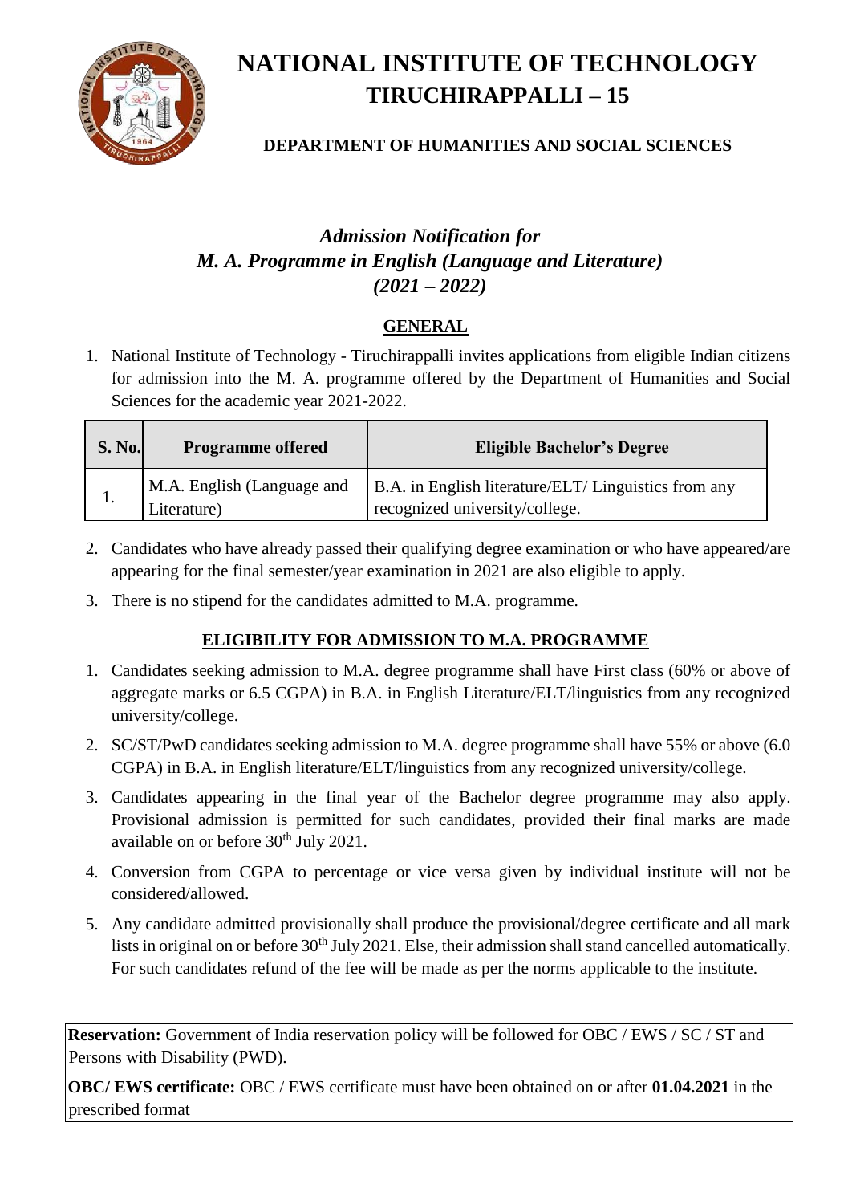# NATIONAL INSTITUTE OF TECHNOLOGY
## TIRUCHIRAPPALLI – 15

### DEPARTMENT OF HUMANITIES AND SOCIAL SCIENCES

## *Admission Notification for M. A. Programme in English (Language and Literature) (2021 – 2022)*

### GENERAL

1. National Institute of Technology - Tiruchirappalli invites applications from eligible Indian citizens for admission into the M. A. programme offered by the Department of Humanities and Social Sciences for the academic year 2021-2022.

| S. No. | Programme offered | Eligible Bachelor's Degree |
|---|---|---|
| 1. | M.A. English (Language and Literature) | B.A. in English literature/ELT/ Linguistics from any recognized university/college. |

2. Candidates who have already passed their qualifying degree examination or who have appeared/are appearing for the final semester/year examination in 2021 are also eligible to apply.
3. There is no stipend for the candidates admitted to M.A. programme.

### ELIGIBILITY FOR ADMISSION TO M.A. PROGRAMME

1. Candidates seeking admission to M.A. degree programme shall have First class (60% or above of aggregate marks or 6.5 CGPA) in B.A. in English Literature/ELT/linguistics from any recognized university/college.
2. SC/ST/PwD candidates seeking admission to M.A. degree programme shall have 55% or above (6.0 CGPA) in B.A. in English literature/ELT/linguistics from any recognized university/college.
3. Candidates appearing in the final year of the Bachelor degree programme may also apply. Provisional admission is permitted for such candidates, provided their final marks are made available on or before 30th July 2021.
4. Conversion from CGPA to percentage or vice versa given by individual institute will not be considered/allowed.
5. Any candidate admitted provisionally shall produce the provisional/degree certificate and all mark lists in original on or before 30th July 2021. Else, their admission shall stand cancelled automatically. For such candidates refund of the fee will be made as per the norms applicable to the institute.

**Reservation:** Government of India reservation policy will be followed for OBC / EWS / SC / ST and Persons with Disability (PWD).

**OBC/ EWS certificate:** OBC / EWS certificate must have been obtained on or after **01.04.2021** in the prescribed format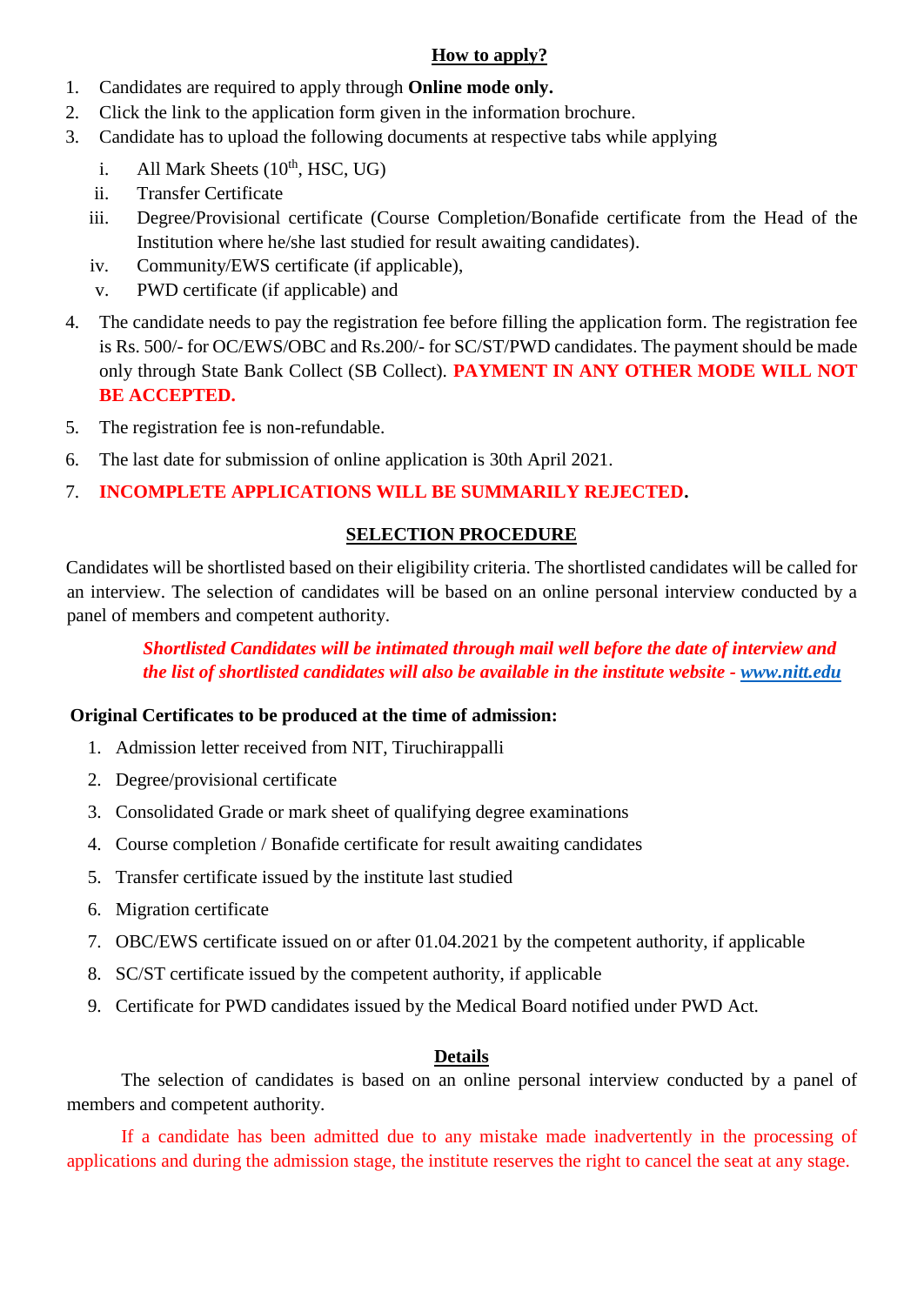## How to apply?

1. Candidates are required to apply through **Online mode only.**
2. Click the link to the application form given in the information brochure.
3. Candidate has to upload the following documents at respective tabs while applying
   1. All Mark Sheets (10th, HSC, UG)
   2. Transfer Certificate
   3. Degree/Provisional certificate (Course Completion/Bonafide certificate from the Head of the Institution where he/she last studied for result awaiting candidates).
   4. Community/EWS certificate (if applicable),
   5. PWD certificate (if applicable) and
4. The candidate needs to pay the registration fee before filling the application form. The registration fee is Rs. 500/- for OC/EWS/OBC and Rs.200/- for SC/ST/PWD candidates. The payment should be made only through State Bank Collect (SB Collect). **PAYMENT IN ANY OTHER MODE WILL NOT BE ACCEPTED.**
5. The registration fee is non-refundable.
6. The last date for submission of online application is 30th April 2021.
7. **INCOMPLETE APPLICATIONS WILL BE SUMMARILY REJECTED.**

## SELECTION PROCEDURE

Candidates will be shortlisted based on their eligibility criteria. The shortlisted candidates will be called for an interview. The selection of candidates will be based on an online personal interview conducted by a panel of members and competent authority.

***Shortlisted Candidates will be intimated through mail well before the date of interview and the list of shortlisted candidates will also be available in the institute website - www.nitt.edu***

**Original Certificates to be produced at the time of admission:**

1. Admission letter received from NIT, Tiruchirappalli
2. Degree/provisional certificate
3. Consolidated Grade or mark sheet of qualifying degree examinations
4. Course completion / Bonafide certificate for result awaiting candidates
5. Transfer certificate issued by the institute last studied
6. Migration certificate
7. OBC/EWS certificate issued on or after 01.04.2021 by the competent authority, if applicable
8. SC/ST certificate issued by the competent authority, if applicable
9. Certificate for PWD candidates issued by the Medical Board notified under PWD Act.

## Details

The selection of candidates is based on an online personal interview conducted by a panel of members and competent authority.

If a candidate has been admitted due to any mistake made inadvertently in the processing of applications and during the admission stage, the institute reserves the right to cancel the seat at any stage.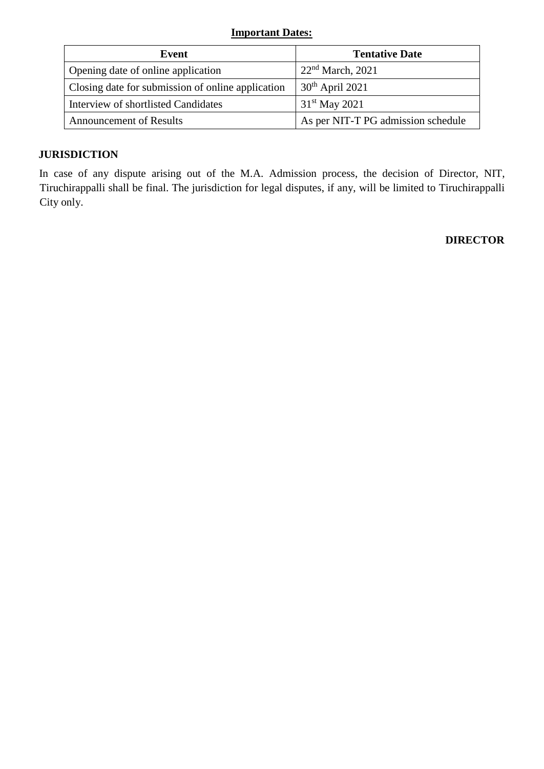**Important Dates:**

| Event | Tentative Date |
|---|---|
| Opening date of online application | 22nd March, 2021 |
| Closing date for submission of online application | 30th April 2021 |
| Interview of shortlisted Candidates | 31st May 2021 |
| Announcement of Results | As per NIT-T PG admission schedule |

**JURISDICTION**

In case of any dispute arising out of the M.A. Admission process, the decision of Director, NIT, Tiruchirappalli shall be final. The jurisdiction for legal disputes, if any, will be limited to Tiruchirappalli City only.

**DIRECTOR**